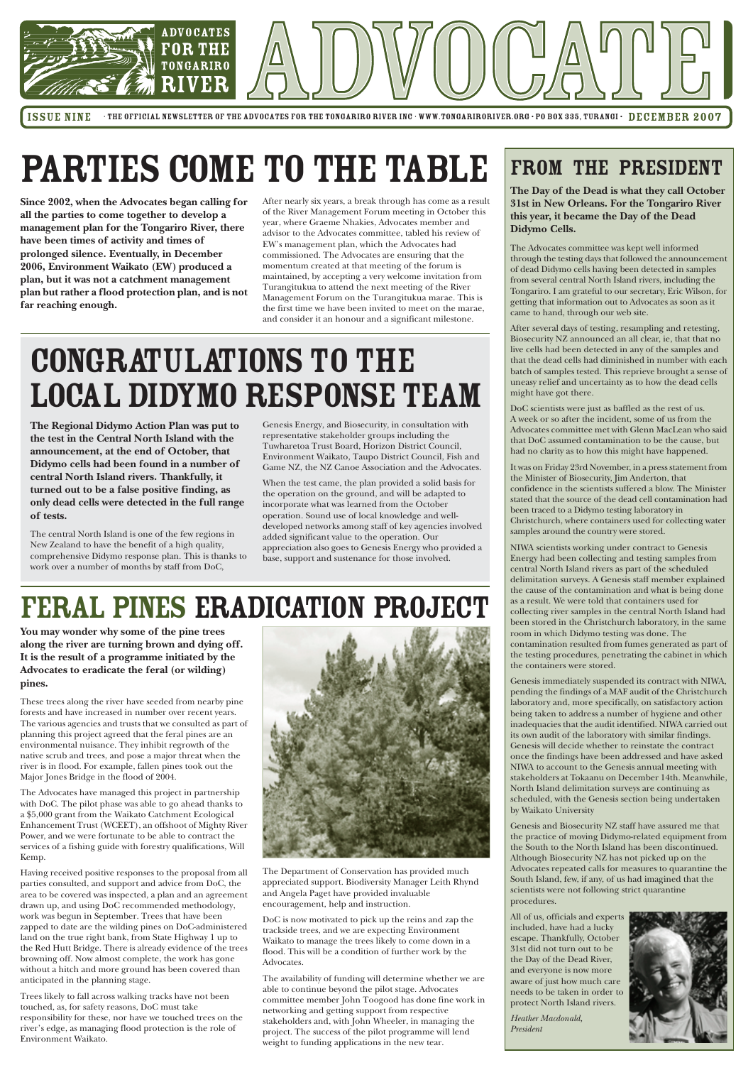# ADVOCATE

ADVOCATES FOR THE TONGARIRO RIVER

ISSUE NINE · THE OFFICIAL NEWSLETTER OF THE ADVOCATES FOR THE TONGARIRO RIVER INC · WWW.TONGARIRORIVER.ORG · PO BOX 335, TURANGI · DECEMBER 2007

# PARTIES COME TO THE TABLE

**Since 2002, when the Advocates began calling for all the parties to come together to develop a management plan for the Tongariro River, there have been times of activity and times of prolonged silence. Eventually, in December 2006, Environment Waikato (EW) produced a plan, but it was not a catchment management plan but rather a flood protection plan, and is not far reaching enough.**

After nearly six years, a break through has come as a result of the River Management Forum meeting in October this year, where Graeme Nhakies, Advocates member and advisor to the Advocates committee, tabled his review of EW's management plan, which the Advocates had commissioned. The Advocates are ensuring that the momentum created at that meeting of the forum is maintained, by accepting a very welcome invitation from Turangitukua to attend the next meeting of the River Management Forum on the Turangitukua marae. This is the first time we have been invited to meet on the marae, and consider it an honour and a significant milestone.

# CONGRATULATIONS TO THE LOCAL DIDYMO RESPONSE TEAM

**The Regional Didymo Action Plan was put to the test in the Central North Island with the announcement, at the end of October, that Didymo cells had been found in a number of central North Island rivers. Thankfully, it turned out to be a false positive finding, as only dead cells were detected in the full range of tests.**

The central North Island is one of the few regions in New Zealand to have the benefit of a high quality, comprehensive Didymo response plan. This is thanks to work over a number of months by staff from DoC, Genesis Energy, and Biosecurity, in consultation with representative stakeholder groups including the Tuwharetoa Trust Board, Horizon District Council, Environment Waikato, Taupo District Council, Fish and Game NZ, the NZ Canoe Association and the Advocates.

When the test came, the plan provided a solid basis for the operation on the ground, and will be adapted to incorporate what was learned from the October operation. Sound use of local knowledge and well-developed networks among staff of key agencies involved added significant value to the operation. Our appreciation also goes to Genesis Energy who provided a base, support and sustenance for those involved.

# FERAL PINES ERADICATION PROJECT

**You may wonder why some of the pine trees along the river are turning brown and dying off. It is the result of a programme initiated by the Advocates to eradicate the feral (or wilding) pines.**

These trees along the river have seeded from nearby pine forests and have increased in number over recent years. The various agencies and trusts that we consulted as part of planning this project agreed that the feral pines are an environmental nuisance. They inhibit regrowth of the native scrub and trees, and pose a major threat when the river is in flood. For example, fallen pines took out the Major Jones Bridge in the flood of 2004.

The Advocates have managed this project in partnership with DoC. The pilot phase was able to go ahead thanks to a $5,000 grant from the Waikato Catchment Ecological Enhancement Trust (WCEET), an offshoot of Mighty River Power, and we were fortunate to be able to contract the services of a fishing guide with forestry qualifications, Will Kemp.

Having received positive responses to the proposal from all parties consulted, and support and advice from DoC, the area to be covered was inspected, a plan and an agreement drawn up, and using DoC recommended methodology, work was begun in September. Trees that have been zapped to date are the wilding pines on DoC-administered land on the true right bank, from State Highway 1 up to the Red Hutt Bridge. There is already evidence of the trees browning off. Now almost complete, the work has gone without a hitch and more ground has been covered than anticipated in the planning stage.

Trees likely to fall across walking tracks have not been touched, as, for safety reasons, DoC must take responsibility for these, nor have we touched trees on the river's edge, as managing flood protection is the role of Environment Waikato.

The Department of Conservation has provided much appreciated support. Biodiversity Manager Leith Rhynd and Angela Paget have provided invaluable encouragement, help and instruction.

DoC is now motivated to pick up the reins and zap the trackside trees, and we are expecting Environment Waikato to manage the trees likely to come down in a flood. This will be a condition of further work by the Advocates.

The availability of funding will determine whether we are able to continue beyond the pilot stage. Advocates committee member John Toogood has done fine work in networking and getting support from respective stakeholders and, with John Wheeler, in managing the project. The success of the pilot programme will lend weight to funding applications in the new year.

## FROM THE PRESIDENT

**The Day of the Dead is what they call October 31st in New Orleans. For the Tongariro River this year, it became the Day of the Dead Didymo Cells.**

The Advocates committee was kept well informed through the testing days that followed the announcement of dead Didymo cells having been detected in samples from several central North Island rivers, including the Tongariro. I am grateful to our secretary, Eric Wilson, for getting that information out to Advocates as soon as it came to hand, through our web site.

After several days of testing, resampling and retesting, Biosecurity NZ announced an all clear, ie, that no live cells had been detected in any of the samples and that the dead cells had diminished in number with each batch of samples tested. This reprieve brought a sense of uneasy relief and uncertainty as to how the dead cells might have got there.

DoC scientists were just as baffled as the rest of us. A week or so after the incident, some of us from the Advocates committee met with Glenn MacLean who said that DoC assumed contamination to be the cause, but had no clarity as to how this might have happened.

It was on Friday 23rd November, in a press statement from the Minister of Biosecurity, Jim Anderton, that confidence in the scientists suffered a blow. The Minister stated that the source of the dead cell contamination had been traced to a Didymo testing laboratory in Christchurch, where containers used for collecting water samples around the country were stored.

NIWA scientists working under contract to Genesis Energy had been collecting and testing samples from central North Island rivers as part of the scheduled delimitation surveys. A Genesis staff member explained the cause of the contamination and what is being done as a result. We were told that containers used for collecting river samples in the central North Island had been stored in the Christchurch laboratory, in the same room in which Didymo testing was done. The contamination resulted from fumes generated as part of the testing procedures, penetrating the cabinet in which the containers were stored.

Genesis immediately suspended its contract with NIWA, pending the findings of a MAF audit of the Christchurch laboratory and, more specifically, on satisfactory action being taken to address a number of hygiene and other inadequacies that the audit identified. NIWA carried out its own audit of the laboratory with similar findings. Genesis will decide whether to reinstate the contract once the findings have been addressed and have asked NIWA to account to the Genesis annual meeting with stakeholders at Tokaanu on December 14th. Meanwhile, North Island delimitation surveys are continuing as scheduled, with the Genesis section being undertaken by Waikato University

Genesis and Biosecurity NZ staff have assured me that the practice of moving Didymo-related equipment from the South to the North Island has been discontinued. Although Biosecurity NZ has not picked up on the Advocates repeated calls for measures to quarantine the South Island, few, if any, of us had imagined that the scientists were not following strict quarantine procedures.

All of us, officials and experts included, have had a lucky escape. Thankfully, October 31st did not turn out to be the Day of the Dead River, and everyone is now more aware of just how much care needs to be taken in order to protect North Island rivers.

*Heather Macdonald,*
*President*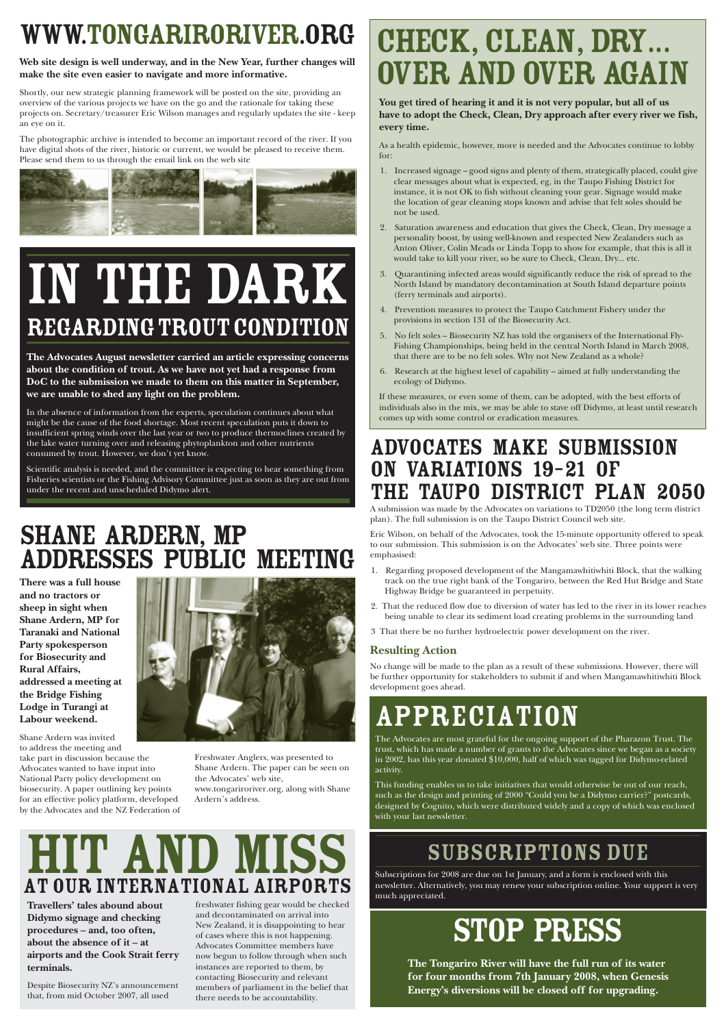# WWW.TONGARIRORIVER.ORG

**Web site design is well underway, and in the New Year, further changes will make the site even easier to navigate and more informative.**

Shortly, our new strategic planning framework will be posted on the site, providing an overview of the various projects we have on the go and the rationale for taking these projects on. Secretary/treasurer Eric Wilson manages and regularly updates the site - keep an eye on it.

The photographic archive is intended to become an important record of the river. If you have digital shots of the river, historic or current, we would be pleased to receive them. Please send them to us through the email link on the web site

# IN THE DARK

## REGARDING TROUT CONDITION

**The Advocates August newsletter carried an article expressing concerns about the condition of trout. As we have not yet had a response from DoC to the submission we made to them on this matter in September, we are unable to shed any light on the problem.**

In the absence of information from the experts, speculation continues about what might be the cause of the food shortage. Most recent speculation puts it down to insufficient spring winds over the last year or two to produce thermoclines created by the lake water turning over and releasing phytoplankton and other nutrients consumed by trout. However, we don't yet know.

Scientific analysis is needed, and the committee is expecting to hear something from Fisheries scientists or the Fishing Advisory Committee just as soon as they are out from under the recent and unscheduled Didymo alert.

# SHANE ARDERN, MP ADDRESSES PUBLIC MEETING

**There was a full house and no tractors or sheep in sight when Shane Ardern, MP for Taranaki and National Party spokesperson for Biosecurity and Rural Affairs, addressed a meeting at the Bridge Fishing Lodge in Turangi at Labour weekend.**

Shane Ardern was invited to address the meeting and take part in discussion because the Advocates wanted to have input into National Party policy development on biosecurity. A paper outlining key points for an effective policy platform, developed by the Advocates and the NZ Federation of Freshwater Anglers, was presented to Shane Ardern. The paper can be seen on the Advocates' web site, www.tongariroriver.org, along with Shane Ardern's address.

# HIT AND MISS

## AT OUR INTERNATIONAL AIRPORTS

**Travellers' tales abound about Didymo signage and checking procedures – and, too often, about the absence of it – at airports and the Cook Strait ferry terminals.**

Despite Biosecurity NZ's announcement that, from mid October 2007, all used freshwater fishing gear would be checked and decontaminated on arrival into New Zealand, it is disappointing to hear of cases where this is not happening. Advocates Committee members have now begun to follow through when such instances are reported to them, by contacting Biosecurity and relevant members of parliament in the belief that there needs to be accountability.

# CHECK, CLEAN, DRY... OVER AND OVER AGAIN

**You get tired of hearing it and it is not very popular, but all of us have to adopt the Check, Clean, Dry approach after every river we fish, every time.**

As a health epidemic, however, more is needed and the Advocates continue to lobby for:

1. Increased signage – good signs and plenty of them, strategically placed, could give clear messages about what is expected, eg, in the Taupo Fishing District for instance, it is not OK to fish without cleaning your gear. Signage would make the location of gear cleaning stops known and advise that felt soles should be not be used.
2. Saturation awareness and education that gives the Check, Clean, Dry message a personality boost, by using well-known and respected New Zealanders such as Anton Oliver, Colin Meads or Linda Topp to show for example, that this is all it would take to kill your river, so be sure to Check, Clean, Dry... etc.
3. Quarantining infected areas would significantly reduce the risk of spread to the North Island by mandatory decontamination at South Island departure points (ferry terminals and airports).
4. Prevention measures to protect the Taupo Catchment Fishery under the provisions in section 131 of the Biosecurity Act.
5. No felt soles – Biosecurity NZ has told the organisers of the International Fly-Fishing Championships, being held in the central North Island in March 2008, that there are to be no felt soles. Why not New Zealand as a whole?
6. Research at the highest level of capability – aimed at fully understanding the ecology of Didymo.

If these measures, or even some of them, can be adopted, with the best efforts of individuals also in the mix, we may be able to stave off Didymo, at least until research comes up with some control or eradication measures.

# ADVOCATES MAKE SUBMISSION ON VARIATIONS 19-21 OF THE TAUPO DISTRICT PLAN 2050

A submission was made by the Advocates on variations to TD2050 (the long term district plan). The full submission is on the Taupo District Council web site.

Eric Wilson, on behalf of the Advocates, took the 15-minute opportunity offered to speak to our submission. This submission is on the Advocates' web site. Three points were emphasised:

1. Regarding proposed development of the Mangamawhitiwhiti Block, that the walking track on the true right bank of the Tongariro, between the Red Hut Bridge and State Highway Bridge be guaranteed in perpetuity.
2. That the reduced flow due to diversion of water has led to the river in its lower reaches being unable to clear its sediment load creating problems in the surrounding land
3. That there be no further hydroelectric power development on the river.

### Resulting Action

No change will be made to the plan as a result of these submissions. However, there will be further opportunity for stakeholders to submit if and when Mangamawhitiwhiti Block development goes ahead.

# APPRECIATION

The Advocates are most grateful for the ongoing support of the Pharazon Trust. The trust, which has made a number of grants to the Advocates since we began as a society in 2002, has this year donated $10,000, half of which was tagged for Didymo-related activity.

This funding enables us to take initiatives that would otherwise be out of our reach, such as the design and printing of 2000 "Could you be a Didymo carrier?" postcards, designed by Cognito, which were distributed widely and a copy of which was enclosed with your last newsletter.

# SUBSCRIPTIONS DUE

Subscriptions for 2008 are due on 1st January, and a form is enclosed with this newsletter. Alternatively, you may renew your subscription online. Your support is very much appreciated.

# STOP PRESS

**The Tongariro River will have the full run of its water for four months from 7th January 2008, when Genesis Energy's diversions will be closed off for upgrading.**